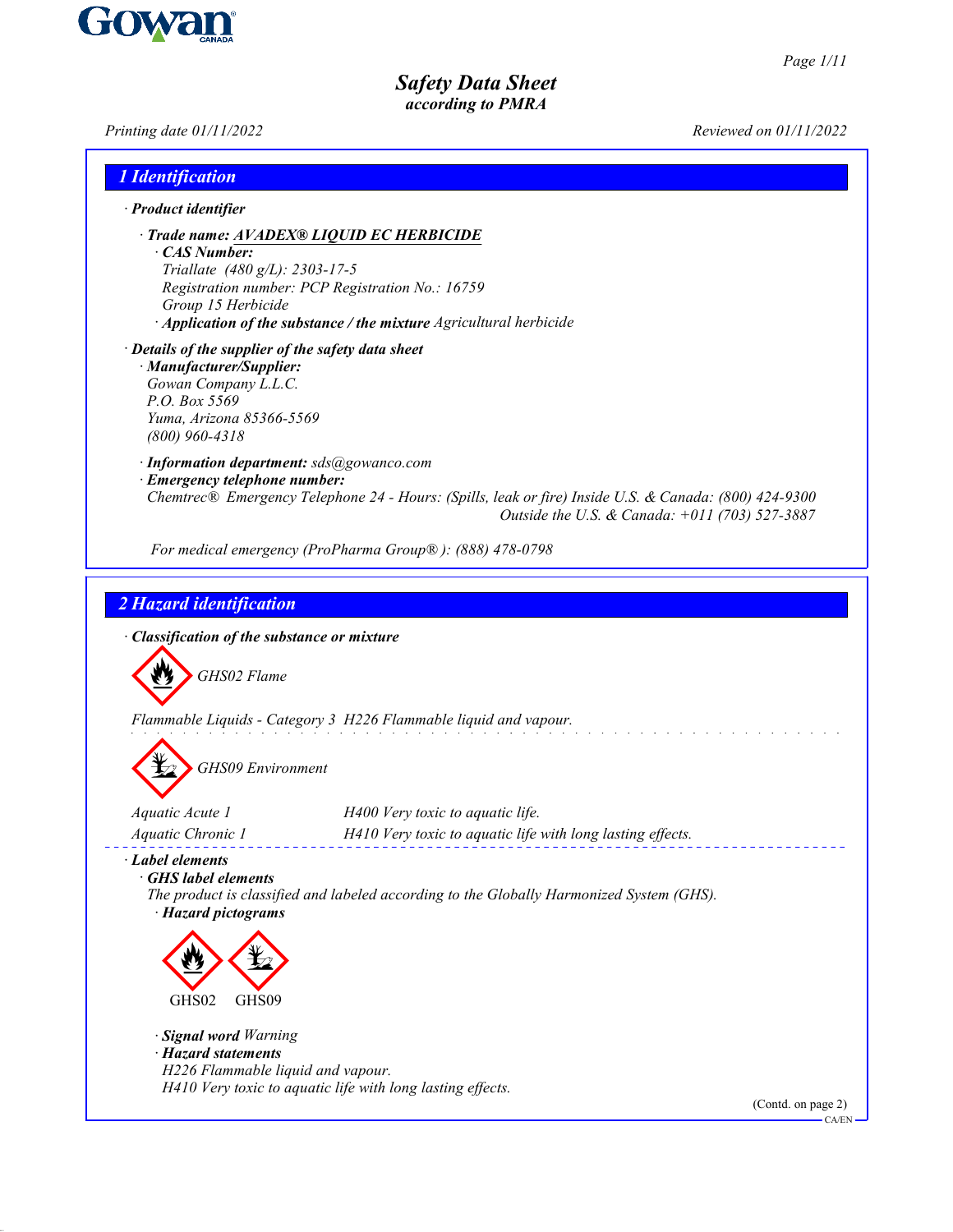# Safety Data Sheet
*according to PMRA*

Printing date 01/11/2022 Reviewed on 01/11/2022

## 1 Identification

· **Product identifier**

· **Trade name: AVADEX® LIQUID EC HERBICIDE**

· **CAS Number:**
Triallate (480 g/L): 2303-17-5
Registration number: PCP Registration No.: 16759
Group 15 Herbicide

· **Application of the substance / the mixture** Agricultural herbicide

· **Details of the supplier of the safety data sheet**

· **Manufacturer/Supplier:**
Gowan Company L.L.C.
P.O. Box 5569
Yuma, Arizona 85366-5569
(800) 960-4318

· **Information department:** sds@gowanco.com

· **Emergency telephone number:**
Chemtrec® Emergency Telephone 24 - Hours: (Spills, leak or fire) Inside U.S. & Canada: (800) 424-9300
Outside the U.S. & Canada: +011 (703) 527-3887

For medical emergency (ProPharma Group®): (888) 478-0798

## 2 Hazard identification

· **Classification of the substance or mixture**

GHS02 Flame

Flammable Liquids - Category 3 H226 Flammable liquid and vapour.

GHS09 Environment

| | |
|---|---|
| Aquatic Acute 1 | H400 Very toxic to aquatic life. |
| Aquatic Chronic 1 | H410 Very toxic to aquatic life with long lasting effects. |

· **Label elements**

· **GHS label elements**
The product is classified and labeled according to the Globally Harmonized System (GHS).

· **Hazard pictograms**

GHS02 GHS09

· **Signal word** Warning

· **Hazard statements**
H226 Flammable liquid and vapour.
H410 Very toxic to aquatic life with long lasting effects.

(Contd. on page 2)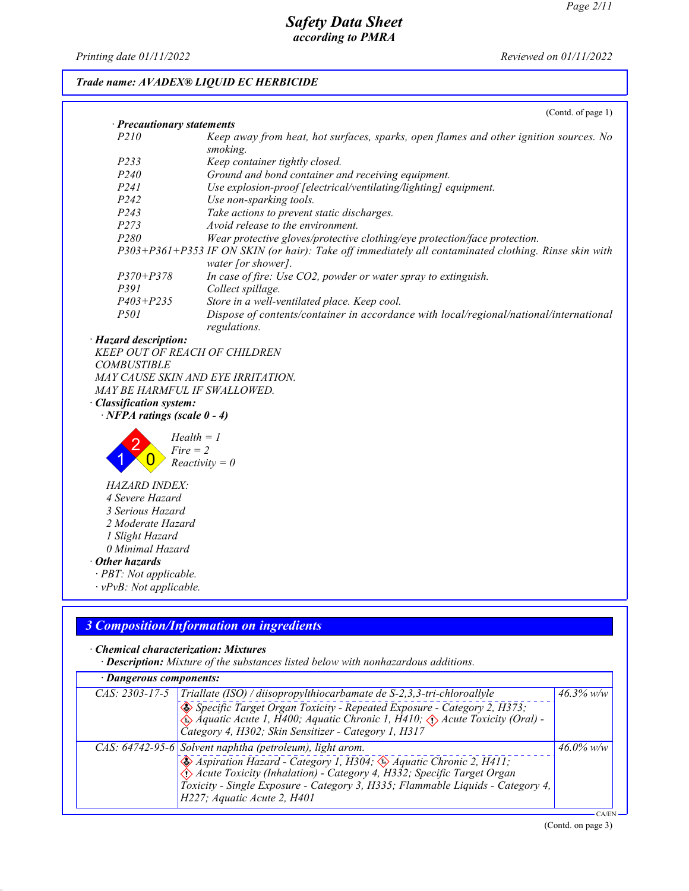**Safety Data Sheet**
*according to PMRA*

Printing date 01/11/2022 Reviewed on 01/11/2022

**Trade name: AVADEX® LIQUID EC HERBICIDE**

(Contd. of page 1)

· **Precautionary statements**

| | |
|---|---|
| P210 | Keep away from heat, hot surfaces, sparks, open flames and other ignition sources. No smoking. |
| P233 | Keep container tightly closed. |
| P240 | Ground and bond container and receiving equipment. |
| P241 | Use explosion-proof [electrical/ventilating/lighting] equipment. |
| P242 | Use non-sparking tools. |
| P243 | Take actions to prevent static discharges. |
| P273 | Avoid release to the environment. |
| P280 | Wear protective gloves/protective clothing/eye protection/face protection. |
| P303+P361+P353 | IF ON SKIN (or hair): Take off immediately all contaminated clothing. Rinse skin with water [or shower]. |
| P370+P378 | In case of fire: Use CO2, powder or water spray to extinguish. |
| P391 | Collect spillage. |
| P403+P235 | Store in a well-ventilated place. Keep cool. |
| P501 | Dispose of contents/container in accordance with local/regional/national/international regulations. |

· **Hazard description:**
KEEP OUT OF REACH OF CHILDREN
COMBUSTIBLE
MAY CAUSE SKIN AND EYE IRRITATION.
MAY BE HARMFUL IF SWALLOWED.

· **Classification system:**

· **NFPA ratings (scale 0 - 4)**

Health = 1
Fire = 2
Reactivity = 0

HAZARD INDEX:
4 Severe Hazard
3 Serious Hazard
2 Moderate Hazard
1 Slight Hazard
0 Minimal Hazard

· **Other hazards**
· PBT: Not applicable.
· vPvB: Not applicable.

## 3 Composition/Information on ingredients

· **Chemical characterization: Mixtures**
· **Description:** Mixture of the substances listed below with nonhazardous additions.

· **Dangerous components:**

| | | |
|---|---|---|
| CAS: 2303-17-5 | Triallate (ISO) / diisopropylthiocarbamate de S-2,3,3-tri-chloroallyle<br>Specific Target Organ Toxicity - Repeated Exposure - Category 2, H373; Aquatic Acute 1, H400; Aquatic Chronic 1, H410; Acute Toxicity (Oral) - Category 4, H302; Skin Sensitizer - Category 1, H317 | 46.3% w/w |
| CAS: 64742-95-6 | Solvent naphtha (petroleum), light arom.<br>Aspiration Hazard - Category 1, H304; Aquatic Chronic 2, H411; Acute Toxicity (Inhalation) - Category 4, H332; Specific Target Organ Toxicity - Single Exposure - Category 3, H335; Flammable Liquids - Category 4, H227; Aquatic Acute 2, H401 | 46.0% w/w |

(Contd. on page 3)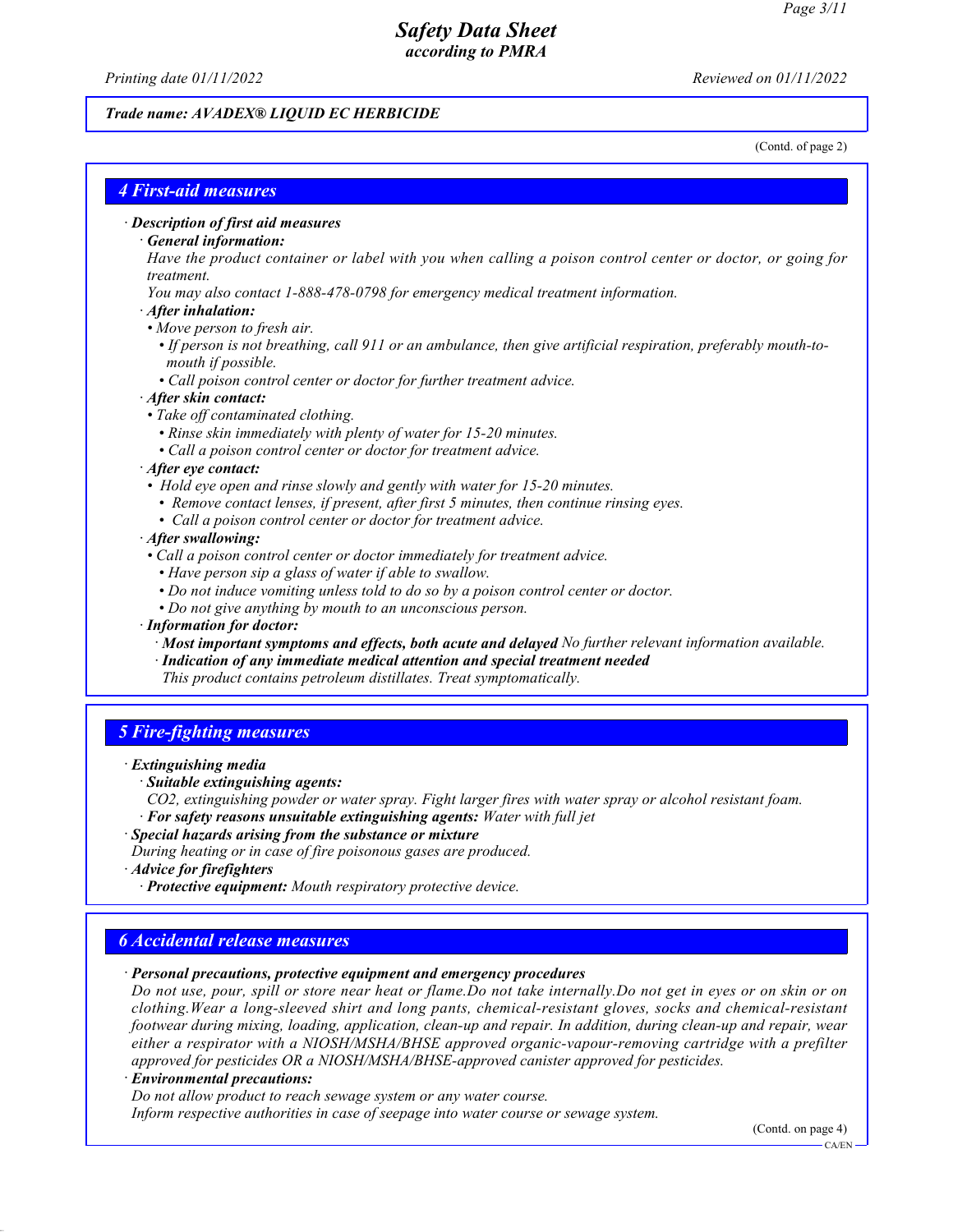Trade name: AVADEX® LIQUID EC HERBICIDE

(Contd. of page 2)

## 4 First-aid measures

· **Description of first aid measures**

· **General information:**

Have the product container or label with you when calling a poison control center or doctor, or going for treatment.

You may also contact 1-888-478-0798 for emergency medical treatment information.

· **After inhalation:**

- Move person to fresh air.
- If person is not breathing, call 911 or an ambulance, then give artificial respiration, preferably mouth-to-mouth if possible.
- Call poison control center or doctor for further treatment advice.

· **After skin contact:**

- Take off contaminated clothing.
- Rinse skin immediately with plenty of water for 15-20 minutes.
- Call a poison control center or doctor for treatment advice.

· **After eye contact:**

- Hold eye open and rinse slowly and gently with water for 15-20 minutes.
- Remove contact lenses, if present, after first 5 minutes, then continue rinsing eyes.
- Call a poison control center or doctor for treatment advice.

· **After swallowing:**

- Call a poison control center or doctor immediately for treatment advice.
- Have person sip a glass of water if able to swallow.
- Do not induce vomiting unless told to do so by a poison control center or doctor.
- Do not give anything by mouth to an unconscious person.

· **Information for doctor:**

· **Most important symptoms and effects, both acute and delayed** No further relevant information available.

· **Indication of any immediate medical attention and special treatment needed**

This product contains petroleum distillates. Treat symptomatically.

## 5 Fire-fighting measures

· **Extinguishing media**

· **Suitable extinguishing agents:**

$CO_2$, extinguishing powder or water spray. Fight larger fires with water spray or alcohol resistant foam.

· **For safety reasons unsuitable extinguishing agents:** Water with full jet

· **Special hazards arising from the substance or mixture**

During heating or in case of fire poisonous gases are produced.

· **Advice for firefighters**

· **Protective equipment:** Mouth respiratory protective device.

## 6 Accidental release measures

· **Personal precautions, protective equipment and emergency procedures**

Do not use, pour, spill or store near heat or flame.Do not take internally.Do not get in eyes or on skin or on clothing.Wear a long-sleeved shirt and long pants, chemical-resistant gloves, socks and chemical-resistant footwear during mixing, loading, application, clean-up and repair. In addition, during clean-up and repair, wear either a respirator with a NIOSH/MSHA/BHSE approved organic-vapour-removing cartridge with a prefilter approved for pesticides OR a NIOSH/MSHA/BHSE-approved canister approved for pesticides.

· **Environmental precautions:**

Do not allow product to reach sewage system or any water course.

Inform respective authorities in case of seepage into water course or sewage system.

(Contd. on page 4)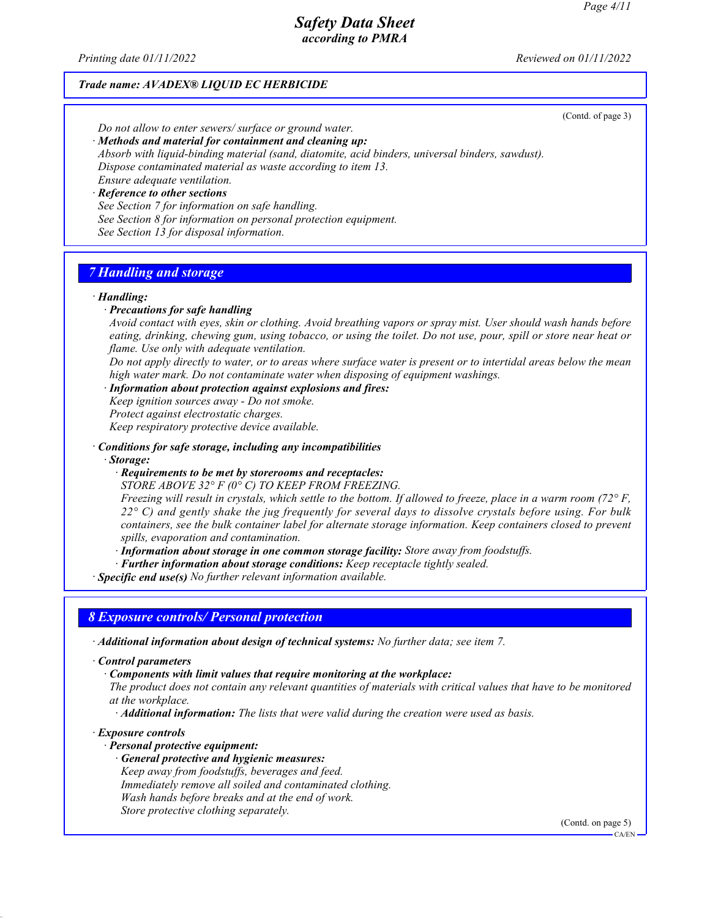*Trade name: AVADEX® LIQUID EC HERBICIDE*

(Contd. of page 3)

*Do not allow to enter sewers/ surface or ground water.*

· ***Methods and material for containment and cleaning up:***

*Absorb with liquid-binding material (sand, diatomite, acid binders, universal binders, sawdust).*
*Dispose contaminated material as waste according to item 13.*
*Ensure adequate ventilation.*

· ***Reference to other sections***

*See Section 7 for information on safe handling.*
*See Section 8 for information on personal protection equipment.*
*See Section 13 for disposal information.*

## *7 Handling and storage*

· ***Handling:***

· ***Precautions for safe handling***

*Avoid contact with eyes, skin or clothing. Avoid breathing vapors or spray mist. User should wash hands before eating, drinking, chewing gum, using tobacco, or using the toilet. Do not use, pour, spill or store near heat or flame. Use only with adequate ventilation.*

*Do not apply directly to water, or to areas where surface water is present or to intertidal areas below the mean high water mark. Do not contaminate water when disposing of equipment washings.*

· ***Information about protection against explosions and fires:***

*Keep ignition sources away - Do not smoke.*
*Protect against electrostatic charges.*
*Keep respiratory protective device available.*

· ***Conditions for safe storage, including any incompatibilities***

· ***Storage:***

· ***Requirements to be met by storerooms and receptacles:***

*STORE ABOVE 32° F (0° C) TO KEEP FROM FREEZING.*

*Freezing will result in crystals, which settle to the bottom. If allowed to freeze, place in a warm room (72° F, 22° C) and gently shake the jug frequently for several days to dissolve crystals before using. For bulk containers, see the bulk container label for alternate storage information. Keep containers closed to prevent spills, evaporation and contamination.*

· ***Information about storage in one common storage facility:*** *Store away from foodstuffs.*

· ***Further information about storage conditions:*** *Keep receptacle tightly sealed.*

· ***Specific end use(s)*** *No further relevant information available.*

## *8 Exposure controls/ Personal protection*

· ***Additional information about design of technical systems:*** *No further data; see item 7.*

· ***Control parameters***

· ***Components with limit values that require monitoring at the workplace:***

*The product does not contain any relevant quantities of materials with critical values that have to be monitored at the workplace.*

· ***Additional information:*** *The lists that were valid during the creation were used as basis.*

· ***Exposure controls***

· ***Personal protective equipment:***

· ***General protective and hygienic measures:***

*Keep away from foodstuffs, beverages and feed.*
*Immediately remove all soiled and contaminated clothing.*
*Wash hands before breaks and at the end of work.*
*Store protective clothing separately.*

(Contd. on page 5)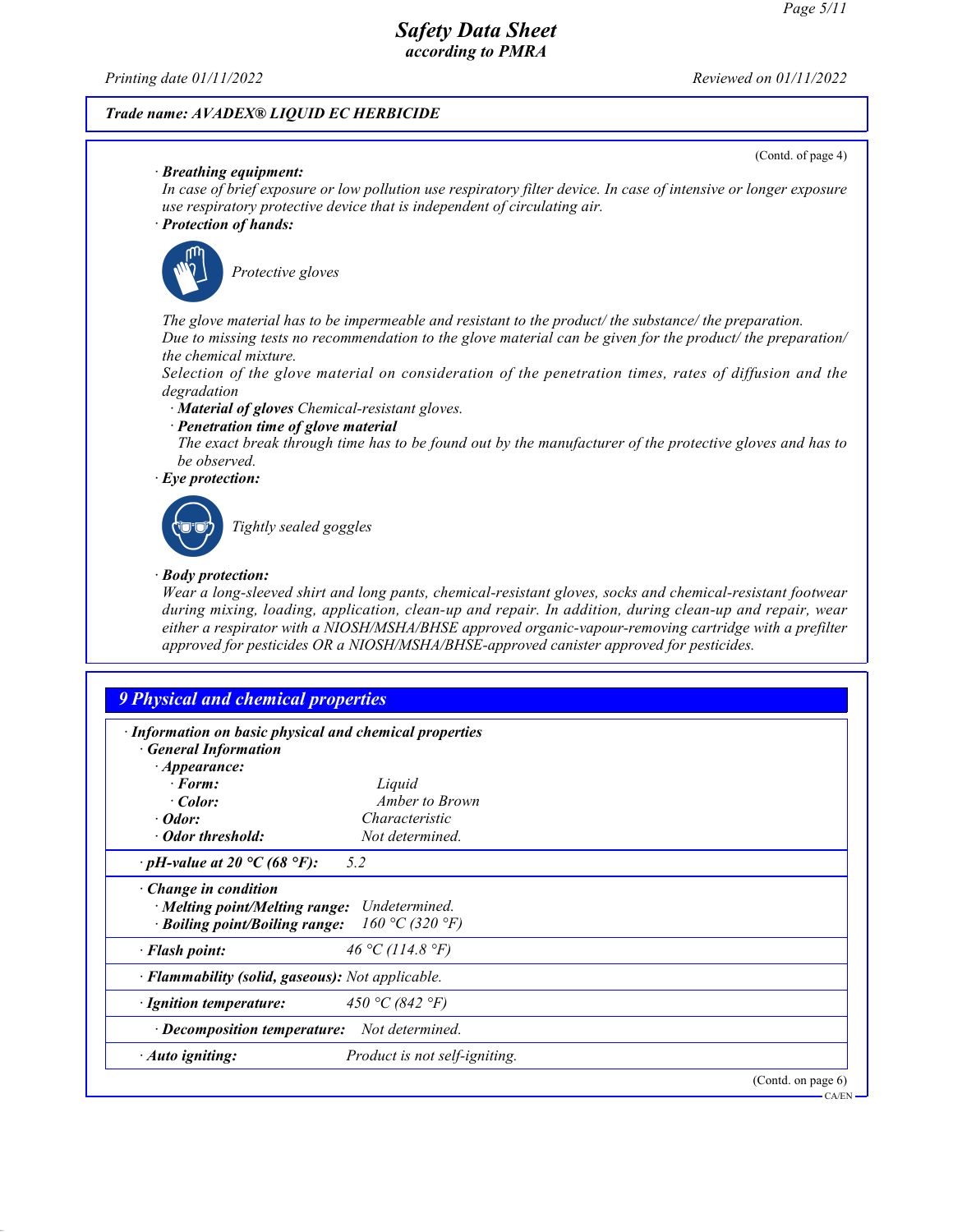(Contd. of page 4)

· **Breathing equipment:**
*In case of brief exposure or low pollution use respiratory filter device. In case of intensive or longer exposure use respiratory protective device that is independent of circulating air.*

· **Protection of hands:**

*Protective gloves*

*The glove material has to be impermeable and resistant to the product/ the substance/ the preparation.*
*Due to missing tests no recommendation to the glove material can be given for the product/ the preparation/ the chemical mixture.*
*Selection of the glove material on consideration of the penetration times, rates of diffusion and the degradation*

· **Material of gloves** *Chemical-resistant gloves.*

· **Penetration time of glove material**
*The exact break through time has to be found out by the manufacturer of the protective gloves and has to be observed.*

· **Eye protection:**

*Tightly sealed goggles*

· **Body protection:**
*Wear a long-sleeved shirt and long pants, chemical-resistant gloves, socks and chemical-resistant footwear during mixing, loading, application, clean-up and repair. In addition, during clean-up and repair, wear either a respirator with a NIOSH/MSHA/BHSE approved organic-vapour-removing cartridge with a prefilter approved for pesticides OR a NIOSH/MSHA/BHSE-approved canister approved for pesticides.*

## 9 Physical and chemical properties

· **Information on basic physical and chemical properties**

· **General Information**

· **Appearance:**

| | |
|---|---|
| · **Form:** | *Liquid* |
| · **Color:** | *Amber to Brown* |
| · **Odor:** | *Characteristic* |
| · **Odor threshold:** | *Not determined.* |
| · **pH-value at 20 °C (68 °F):** | *5.2* |
| · **Change in condition** | |
| · **Melting point/Melting range:** | *Undetermined.* |
| · **Boiling point/Boiling range:** | *160 °C (320 °F)* |
| · **Flash point:** | *46 °C (114.8 °F)* |
| · **Flammability (solid, gaseous):** | *Not applicable.* |
| · **Ignition temperature:** | *450 °C (842 °F)* |
| · **Decomposition temperature:** | *Not determined.* |
| · **Auto igniting:** | *Product is not self-igniting.* |

(Contd. on page 6)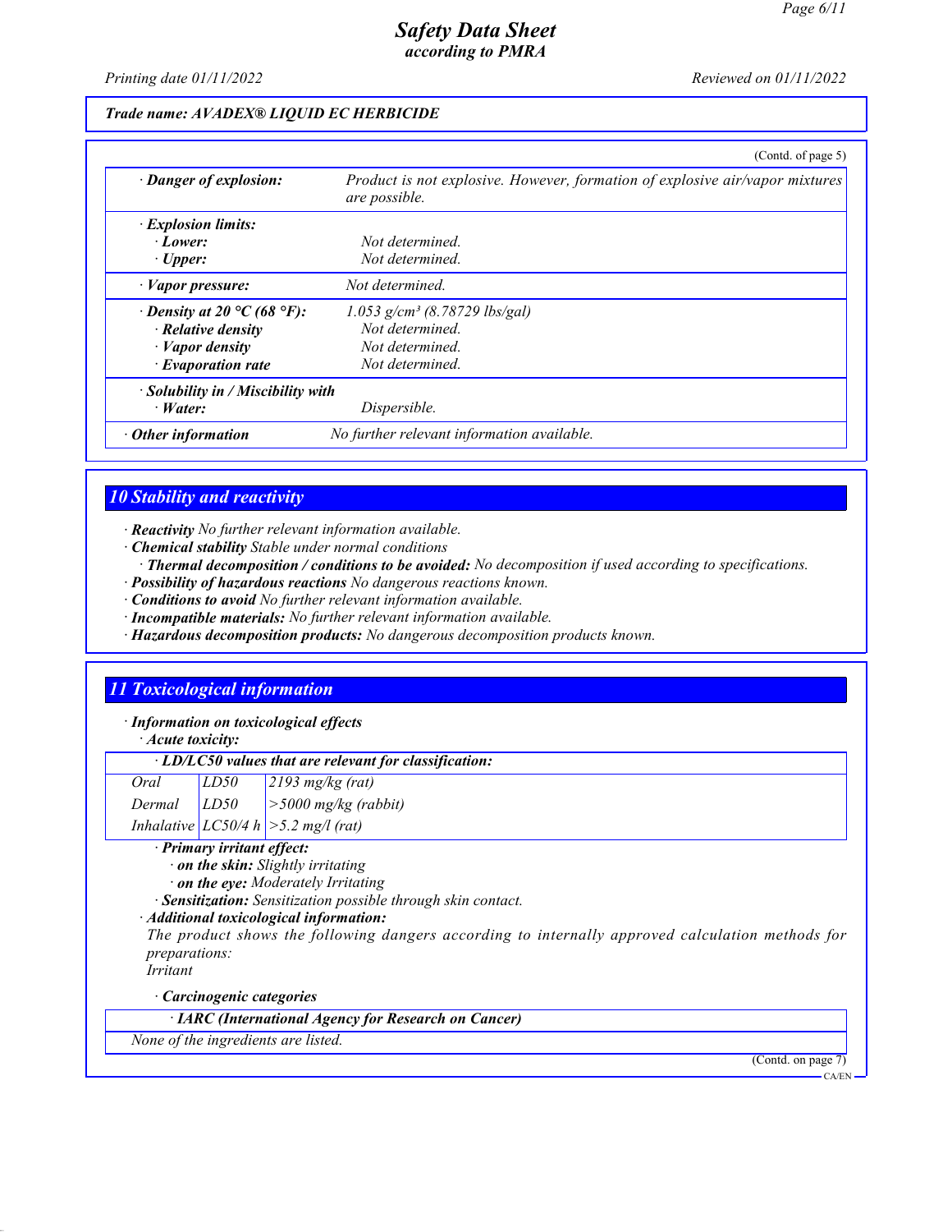**Trade name: AVADEX® LIQUID EC HERBICIDE**

(Contd. of page 5)

| | |
|---|---|
| · **Danger of explosion:** | Product is not explosive. However, formation of explosive air/vapor mixtures are possible. |
| · **Explosion limits:** | |
| · **Lower:** | Not determined. |
| · **Upper:** | Not determined. |
| · **Vapor pressure:** | Not determined. |
| · **Density at 20 °C (68 °F):** | 1.053 g/cm³ (8.78729 lbs/gal) |
| · **Relative density** | Not determined. |
| · **Vapor density** | Not determined. |
| · **Evaporation rate** | Not determined. |
| · **Solubility in / Miscibility with** | |
| · **Water:** | Dispersible. |
| · **Other information** | No further relevant information available. |

## 10 Stability and reactivity

- · **Reactivity** No further relevant information available.
- · **Chemical stability** Stable under normal conditions
  - · **Thermal decomposition / conditions to be avoided:** No decomposition if used according to specifications.
- · **Possibility of hazardous reactions** No dangerous reactions known.
- · **Conditions to avoid** No further relevant information available.
- · **Incompatible materials:** No further relevant information available.
- · **Hazardous decomposition products:** No dangerous decomposition products known.

## 11 Toxicological information

· **Information on toxicological effects**

· **Acute toxicity:**

| · **LD/LC50 values that are relevant for classification:** | | |
|---|---|---|
| Oral | LD50 | 2193 mg/kg (rat) |
| Dermal | LD50 | >5000 mg/kg (rabbit) |
| Inhalative | LC50/4 h | >5.2 mg/l (rat) |

· **Primary irritant effect:**

- · **on the skin:** Slightly irritating
- · **on the eye:** Moderately Irritating

· **Sensitization:** Sensitization possible through skin contact.

· **Additional toxicological information:**

The product shows the following dangers according to internally approved calculation methods for preparations:

Irritant

· **Carcinogenic categories**

| · **IARC (International Agency for Research on Cancer)** |
|---|
| None of the ingredients are listed. |

(Contd. on page 7)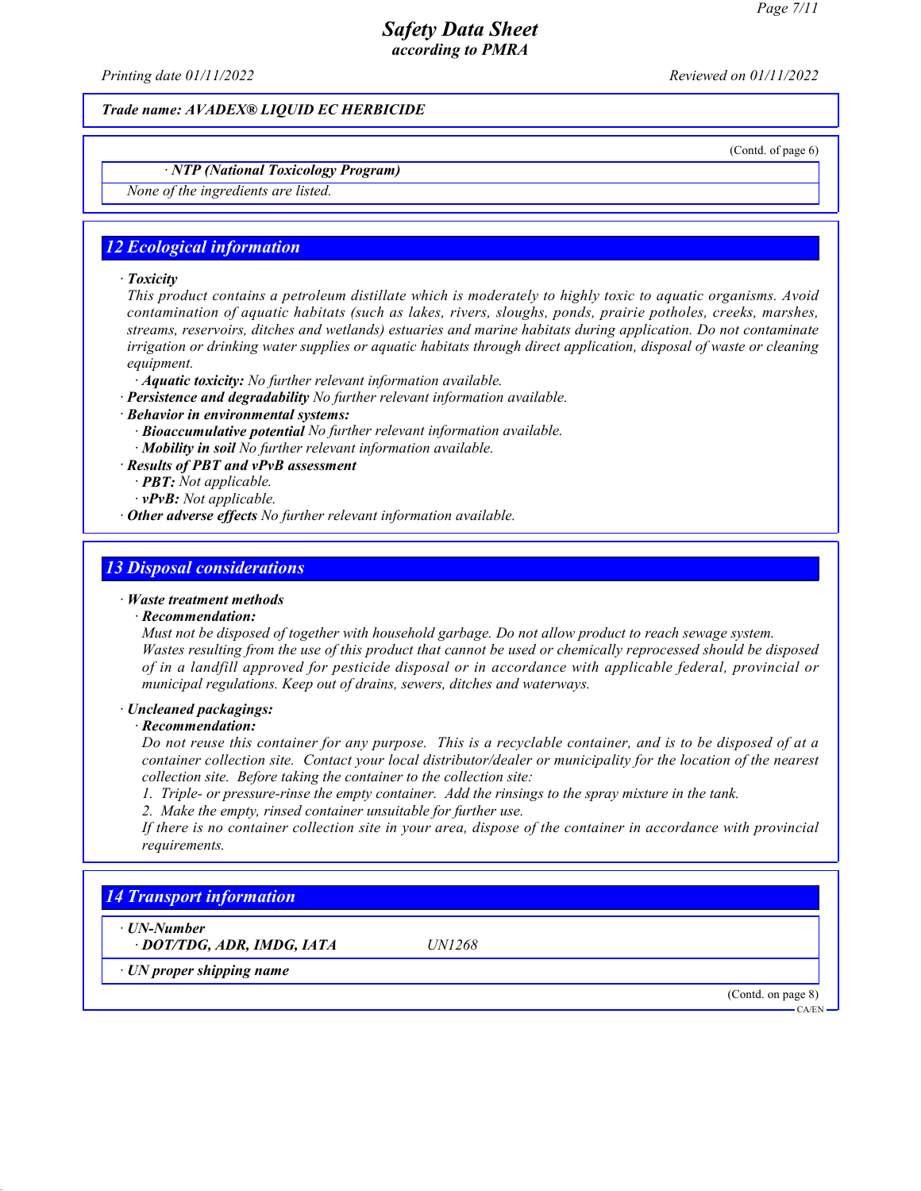*Trade name: AVADEX® LIQUID EC HERBICIDE*

(Contd. of page 6)

· ***NTP (National Toxicology Program)***

*None of the ingredients are listed.*

## 12 Ecological information

· ***Toxicity***

*This product contains a petroleum distillate which is moderately to highly toxic to aquatic organisms. Avoid contamination of aquatic habitats (such as lakes, rivers, sloughs, ponds, prairie potholes, creeks, marshes, streams, reservoirs, ditches and wetlands) estuaries and marine habitats during application. Do not contaminate irrigation or drinking water supplies or aquatic habitats through direct application, disposal of waste or cleaning equipment.*

· ***Aquatic toxicity:*** *No further relevant information available.*

· ***Persistence and degradability*** *No further relevant information available.*

· ***Behavior in environmental systems:***

· ***Bioaccumulative potential*** *No further relevant information available.*

· ***Mobility in soil*** *No further relevant information available.*

· ***Results of PBT and vPvB assessment***

· ***PBT:*** *Not applicable.*

· ***vPvB:*** *Not applicable.*

· ***Other adverse effects*** *No further relevant information available.*

## 13 Disposal considerations

· ***Waste treatment methods***

· ***Recommendation:***

*Must not be disposed of together with household garbage. Do not allow product to reach sewage system.*
*Wastes resulting from the use of this product that cannot be used or chemically reprocessed should be disposed of in a landfill approved for pesticide disposal or in accordance with applicable federal, provincial or municipal regulations. Keep out of drains, sewers, ditches and waterways.*

· ***Uncleaned packagings:***

· ***Recommendation:***

*Do not reuse this container for any purpose. This is a recyclable container, and is to be disposed of at a container collection site. Contact your local distributor/dealer or municipality for the location of the nearest collection site. Before taking the container to the collection site:*

*1. Triple- or pressure-rinse the empty container. Add the rinsings to the spray mixture in the tank.*

*2. Make the empty, rinsed container unsuitable for further use.*

*If there is no container collection site in your area, dispose of the container in accordance with provincial requirements.*

## 14 Transport information

· ***UN-Number***

· ***DOT/TDG, ADR, IMDG, IATA*** *UN1268*

· ***UN proper shipping name***

(Contd. on page 8)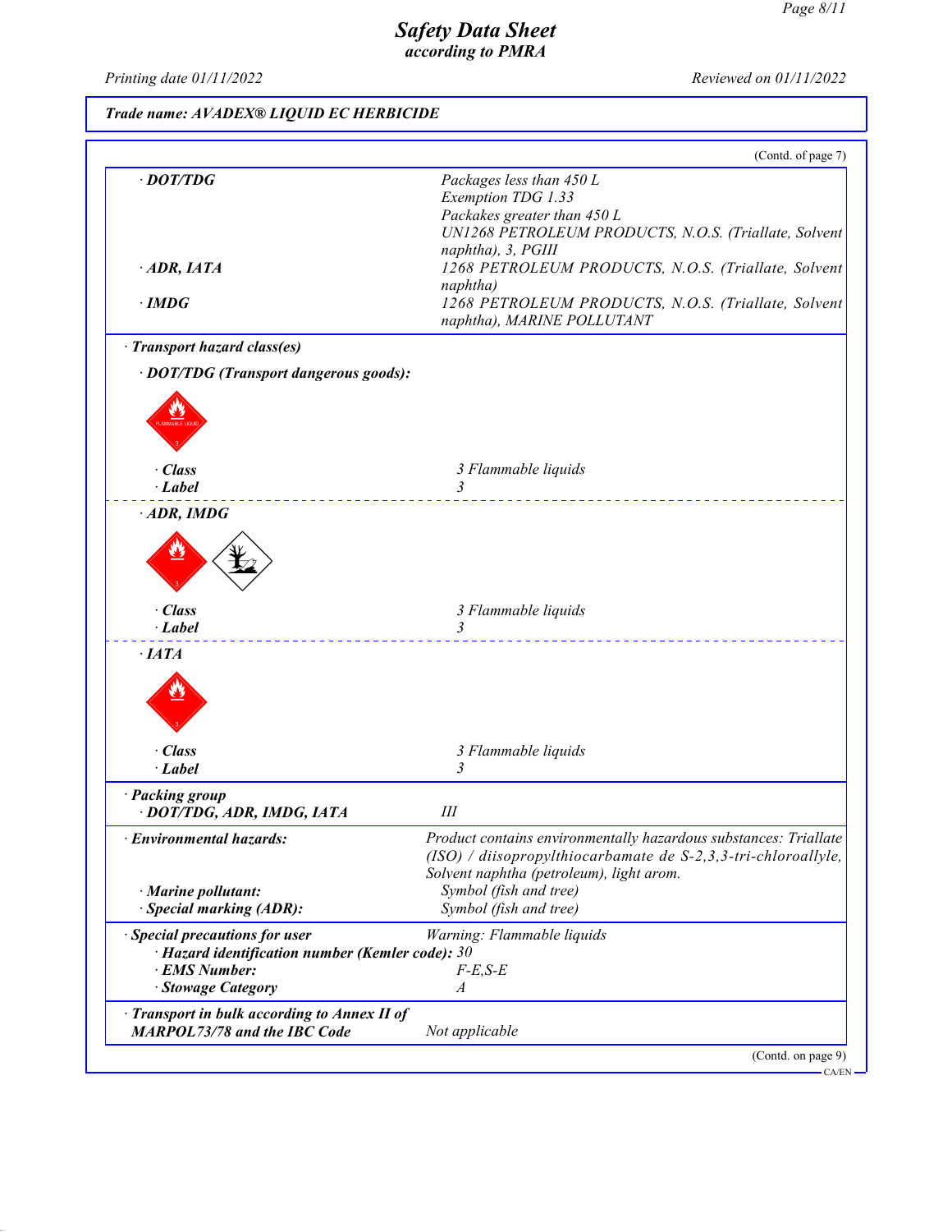Trade name: AVADEX® LIQUID EC HERBICIDE

(Contd. of page 7)

| | |
|---|---|
| · DOT/TDG | Packages less than 450 L<br>Exemption TDG 1.33<br>Packakes greater than 450 L<br>UN1268 PETROLEUM PRODUCTS, N.O.S. (Triallate, Solvent naphtha), 3, PGIII |
| · ADR, IATA | 1268 PETROLEUM PRODUCTS, N.O.S. (Triallate, Solvent naphtha) |
| · IMDG | 1268 PETROLEUM PRODUCTS, N.O.S. (Triallate, Solvent naphtha), MARINE POLLUTANT |

· **Transport hazard class(es)**

· **DOT/TDG (Transport dangerous goods):**

| | |
|---|---|
| · Class | 3 Flammable liquids |
| · Label | 3 |

· **ADR, IMDG**

| | |
|---|---|
| · Class | 3 Flammable liquids |
| · Label | 3 |

· **IATA**

| | |
|---|---|
| · Class | 3 Flammable liquids |
| · Label | 3 |

| | |
|---|---|
| · **Packing group**<br>· **DOT/TDG, ADR, IMDG, IATA** | III |
| · **Environmental hazards:** | Product contains environmentally hazardous substances: Triallate (ISO) / diisopropylthiocarbamate de S-2,3,3-tri-chloroallyle, Solvent naphtha (petroleum), light arom. |
| · Marine pollutant: | Symbol (fish and tree) |
| · Special marking (ADR): | Symbol (fish and tree) |
| · **Special precautions for user** | Warning: Flammable liquids |
| · Hazard identification number (Kemler code): | 30 |
| · EMS Number: | F-E,S-E |
| · Stowage Category | A |
| · **Transport in bulk according to Annex II of MARPOL73/78 and the IBC Code** | Not applicable |

(Contd. on page 9)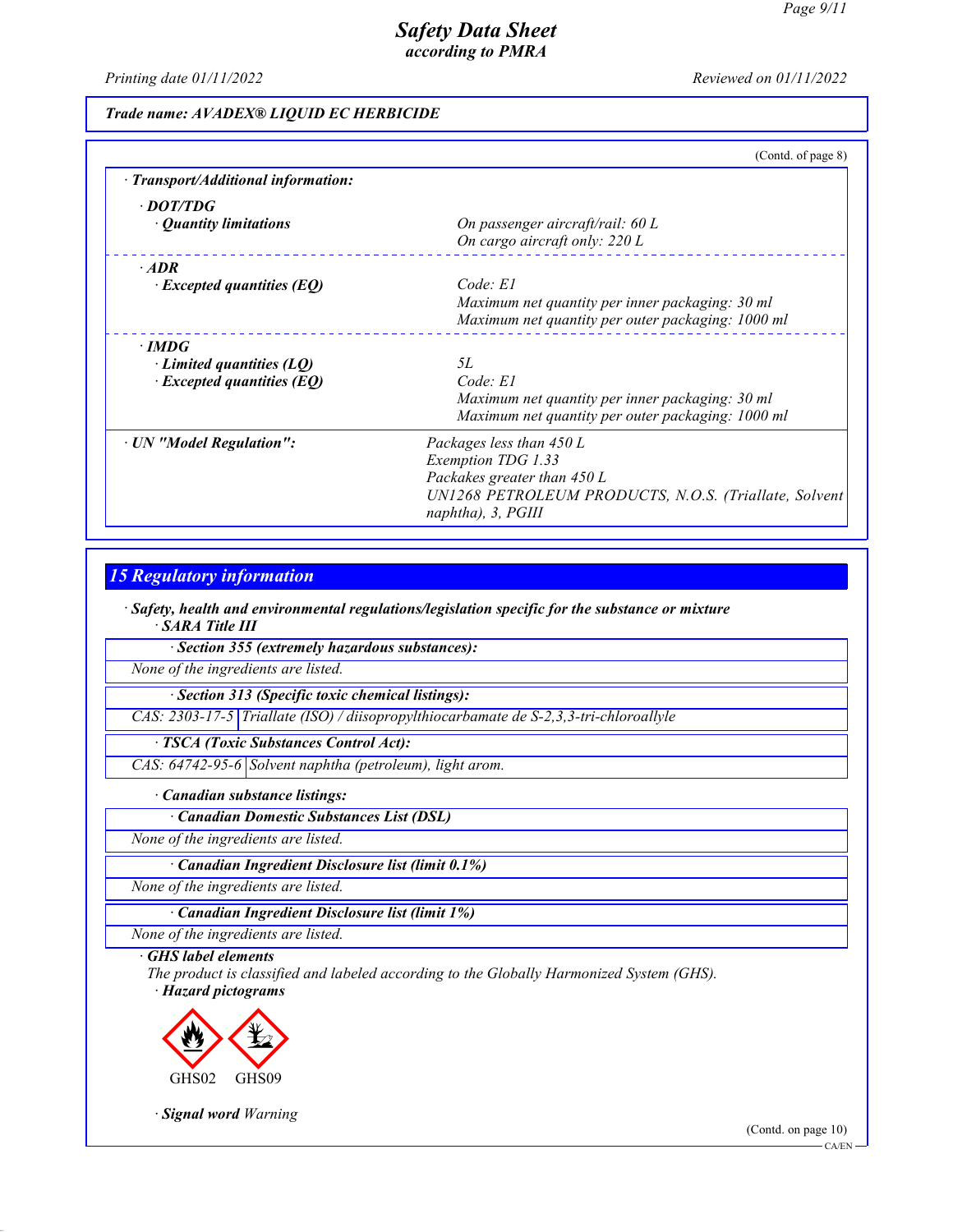Trade name: AVADEX® LIQUID EC HERBICIDE

(Contd. of page 8)

· **Transport/Additional information:**

· **DOT/TDG**

| | |
|---|---|
| · **Quantity limitations** | On passenger aircraft/rail: 60 L<br>On cargo aircraft only: 220 L |

· **ADR**

| | |
|---|---|
| · **Excepted quantities (EQ)** | Code: E1<br>Maximum net quantity per inner packaging: 30 ml<br>Maximum net quantity per outer packaging: 1000 ml |

· **IMDG**

| | |
|---|---|
| · **Limited quantities (LQ)** | 5L |
| · **Excepted quantities (EQ)** | Code: E1<br>Maximum net quantity per inner packaging: 30 ml<br>Maximum net quantity per outer packaging: 1000 ml |

| | |
|---|---|
| · **UN "Model Regulation":** | Packages less than 450 L<br>Exemption TDG 1.33<br>Packakes greater than 450 L<br>UN1268 PETROLEUM PRODUCTS, N.O.S. (Triallate, Solvent naphtha), 3, PGIII |

## 15 Regulatory information

· **Safety, health and environmental regulations/legislation specific for the substance or mixture**

· **SARA Title III**

· **Section 355 (extremely hazardous substances):**

None of the ingredients are listed.

· **Section 313 (Specific toxic chemical listings):**

| | |
|---|---|
| CAS: 2303-17-5 | Triallate (ISO) / diisopropylthiocarbamate de S-2,3,3-tri-chloroallyle |

· **TSCA (Toxic Substances Control Act):**

| | |
|---|---|
| CAS: 64742-95-6 | Solvent naphtha (petroleum), light arom. |

· **Canadian substance listings:**

· **Canadian Domestic Substances List (DSL)**

None of the ingredients are listed.

· **Canadian Ingredient Disclosure list (limit 0.1%)**

None of the ingredients are listed.

· **Canadian Ingredient Disclosure list (limit 1%)**

None of the ingredients are listed.

· **GHS label elements**

The product is classified and labeled according to the Globally Harmonized System (GHS).

· **Hazard pictograms**

GHS02 GHS09

· **Signal word** Warning

(Contd. on page 10)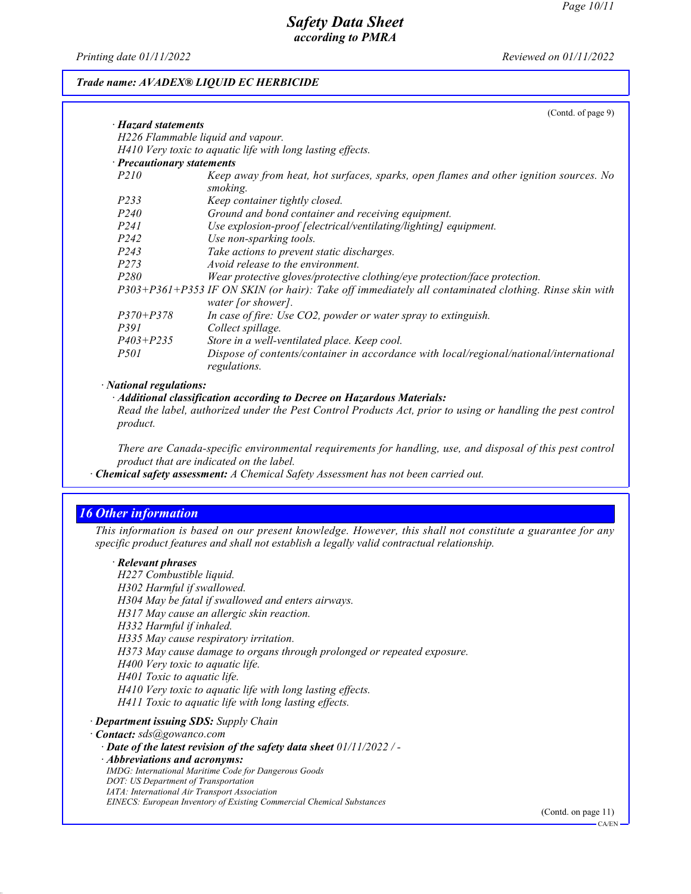(Contd. of page 9)

· **Hazard statements**

H226 Flammable liquid and vapour.
H410 Very toxic to aquatic life with long lasting effects.

· **Precautionary statements**

| | |
|---|---|
| P210 | Keep away from heat, hot surfaces, sparks, open flames and other ignition sources. No smoking. |
| P233 | Keep container tightly closed. |
| P240 | Ground and bond container and receiving equipment. |
| P241 | Use explosion-proof [electrical/ventilating/lighting] equipment. |
| P242 | Use non-sparking tools. |
| P243 | Take actions to prevent static discharges. |
| P273 | Avoid release to the environment. |
| P280 | Wear protective gloves/protective clothing/eye protection/face protection. |
| P303+P361+P353 | IF ON SKIN (or hair): Take off immediately all contaminated clothing. Rinse skin with water [or shower]. |
| P370+P378 | In case of fire: Use $CO_2$, powder or water spray to extinguish. |
| P391 | Collect spillage. |
| P403+P235 | Store in a well-ventilated place. Keep cool. |
| P501 | Dispose of contents/container in accordance with local/regional/national/international regulations. |

· **National regulations:**

· **Additional classification according to Decree on Hazardous Materials:**

Read the label, authorized under the Pest Control Products Act, prior to using or handling the pest control product.

There are Canada-specific environmental requirements for handling, use, and disposal of this pest control product that are indicated on the label.

· **Chemical safety assessment:** A Chemical Safety Assessment has not been carried out.

## 16 Other information

This information is based on our present knowledge. However, this shall not constitute a guarantee for any specific product features and shall not establish a legally valid contractual relationship.

· **Relevant phrases**

H227 Combustible liquid.
H302 Harmful if swallowed.
H304 May be fatal if swallowed and enters airways.
H317 May cause an allergic skin reaction.
H332 Harmful if inhaled.
H335 May cause respiratory irritation.
H373 May cause damage to organs through prolonged or repeated exposure.
H400 Very toxic to aquatic life.
H401 Toxic to aquatic life.
H410 Very toxic to aquatic life with long lasting effects.
H411 Toxic to aquatic life with long lasting effects.

· **Department issuing SDS:** Supply Chain

· **Contact:** sds@gowanco.com

· **Date of the latest revision of the safety data sheet** 01/11/2022 / -

· **Abbreviations and acronyms:**

IMDG: International Maritime Code for Dangerous Goods
DOT: US Department of Transportation
IATA: International Air Transport Association
EINECS: European Inventory of Existing Commercial Chemical Substances

(Contd. on page 11)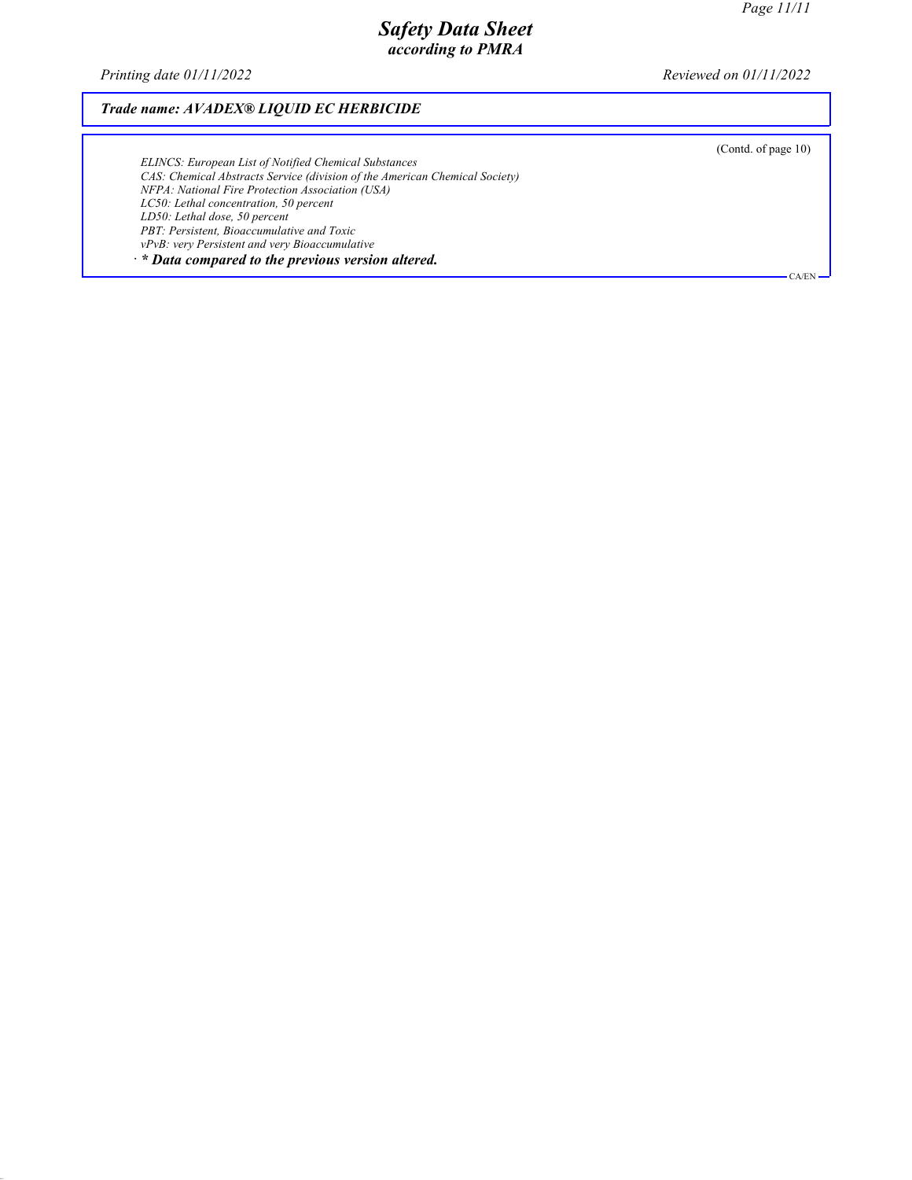*Trade name: AVADEX® LIQUID EC HERBICIDE*

(Contd. of page 10)

*ELINCS: European List of Notified Chemical Substances*
*CAS: Chemical Abstracts Service (division of the American Chemical Society)*
*NFPA: National Fire Protection Association (USA)*
*LC50: Lethal concentration, 50 percent*
*LD50: Lethal dose, 50 percent*
*PBT: Persistent, Bioaccumulative and Toxic*
*vPvB: very Persistent and very Bioaccumulative*

· ***\* Data compared to the previous version altered.***